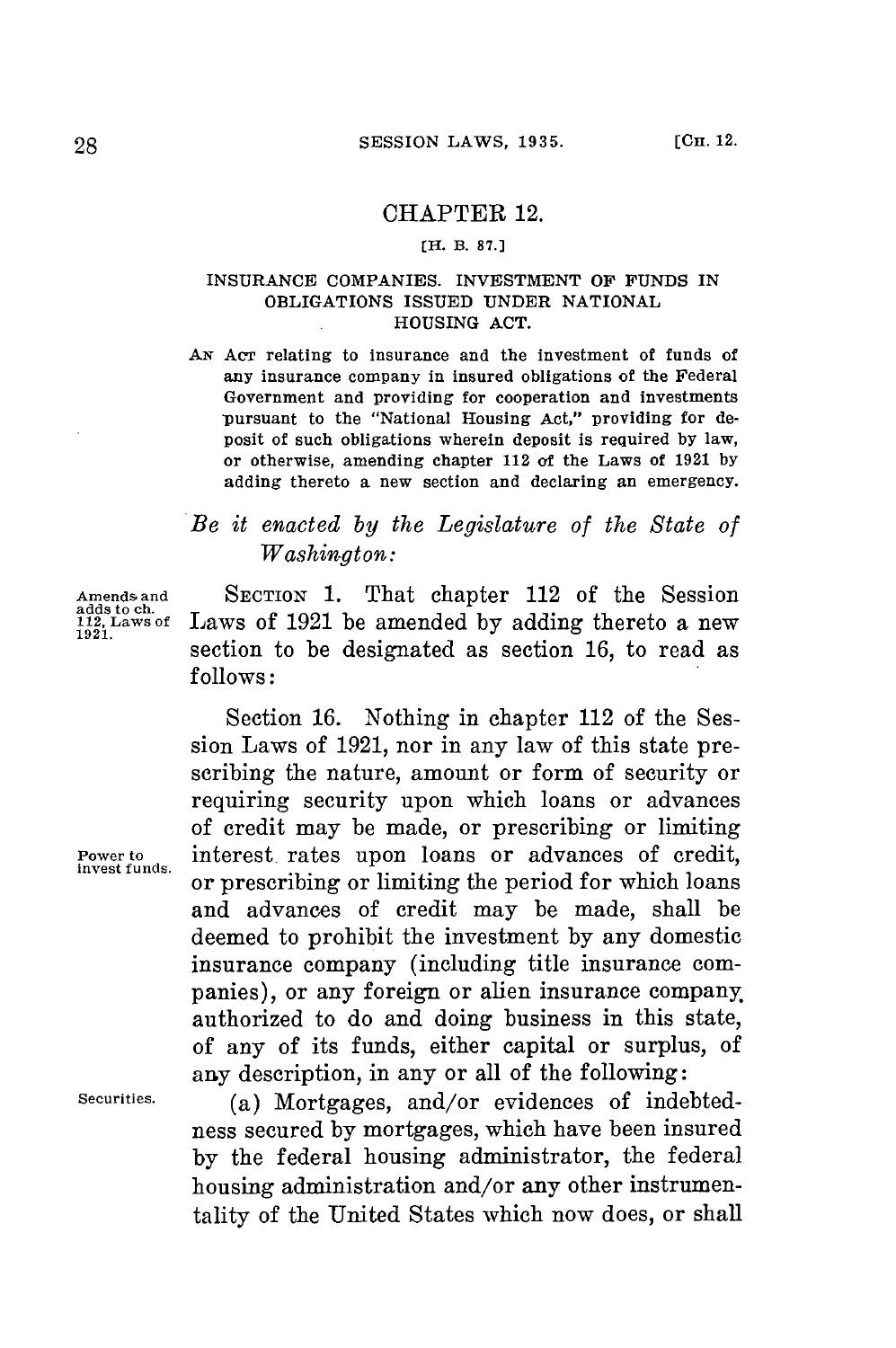## CHAPTER 12.

[H. B. 87.]

### INSURANCE COMPANIES. INVESTMENT OF FUNDS IN OBLIGATIONS ISSUED UNDER NATIONAL HOUSING ACT.

AN ACT relating to insurance and the investment of funds of any insurance company in insured obligations of the Federal Government and providing for cooperation and investments pursuant to the "National Housing Act," providing for deposit of such obligations wherein deposit is required by law, or otherwise, amending chapter 112 of the Laws of 1921 by adding thereto a new section and declaring an emergency.

*Be it enacted by the Legislature of the State of Washington:*

Amends and adds to ch. 112, Laws of 1921.

SECTION 1. That chapter 112 of the Session Laws of 1921 be amended by adding thereto a new section to be designated as section 16, to read as follows:

Section 16. Nothing in chapter 112 of the Session Laws of 1921, nor in any law of this state prescribing the nature, amount or form of security or requiring security upon which loans or advances of credit may be made, or prescribing or limiting interest rates upon loans or advances of credit, or prescribing or limiting the period for which loans and advances of credit may be made, shall be deemed to prohibit the investment by any domestic insurance company (including title insurance companies), or any foreign or alien insurance company authorized to do and doing business in this state, of any of its funds, either capital or surplus, of any description, in any or all of the following:

Power to invest funds.

Securities.

(a) Mortgages, and/or evidences of indebtedness secured by mortgages, which have been insured by the federal housing administrator, the federal housing administration and/or any other instrumentality of the United States which now does, or shall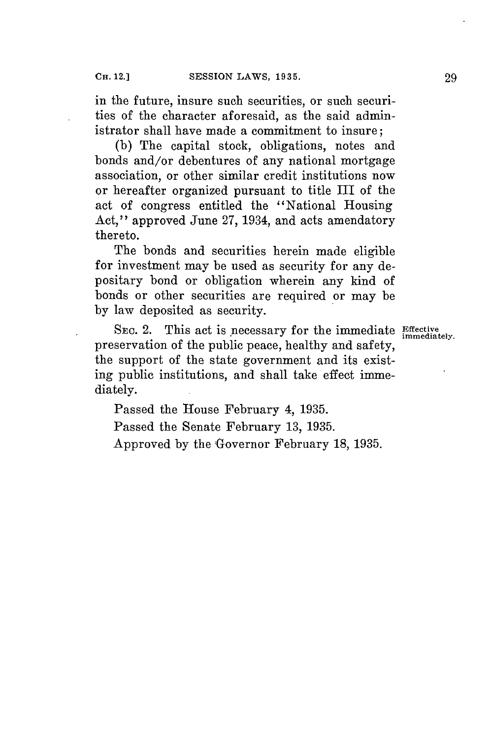in the future, insure such securities, or such securities of the character aforesaid, as the said administrator shall have made a commitment to insure;

(b) The capital stock, obligations, notes and bonds and/or debentures of any national mortgage association, or other similar credit institutions now or hereafter organized pursuant to title III of the act of congress entitled the "National Housing Act," approved June 27, 1934, and acts amendatory thereto.

The bonds and securities herein made eligible for investment may be used as security for any depositary bond or obligation wherein any kind of bonds or other securities are required or may be by law deposited as security.

SEC. 2. This act is necessary for the immediate preservation of the public peace, healthy and safety, the support of the state government and its existing public institutions, and shall take effect immediately.

Effective immediately.

Passed the House February 4, 1935.

Passed the Senate February 13, 1935.

Approved by the Governor February 18, 1935.